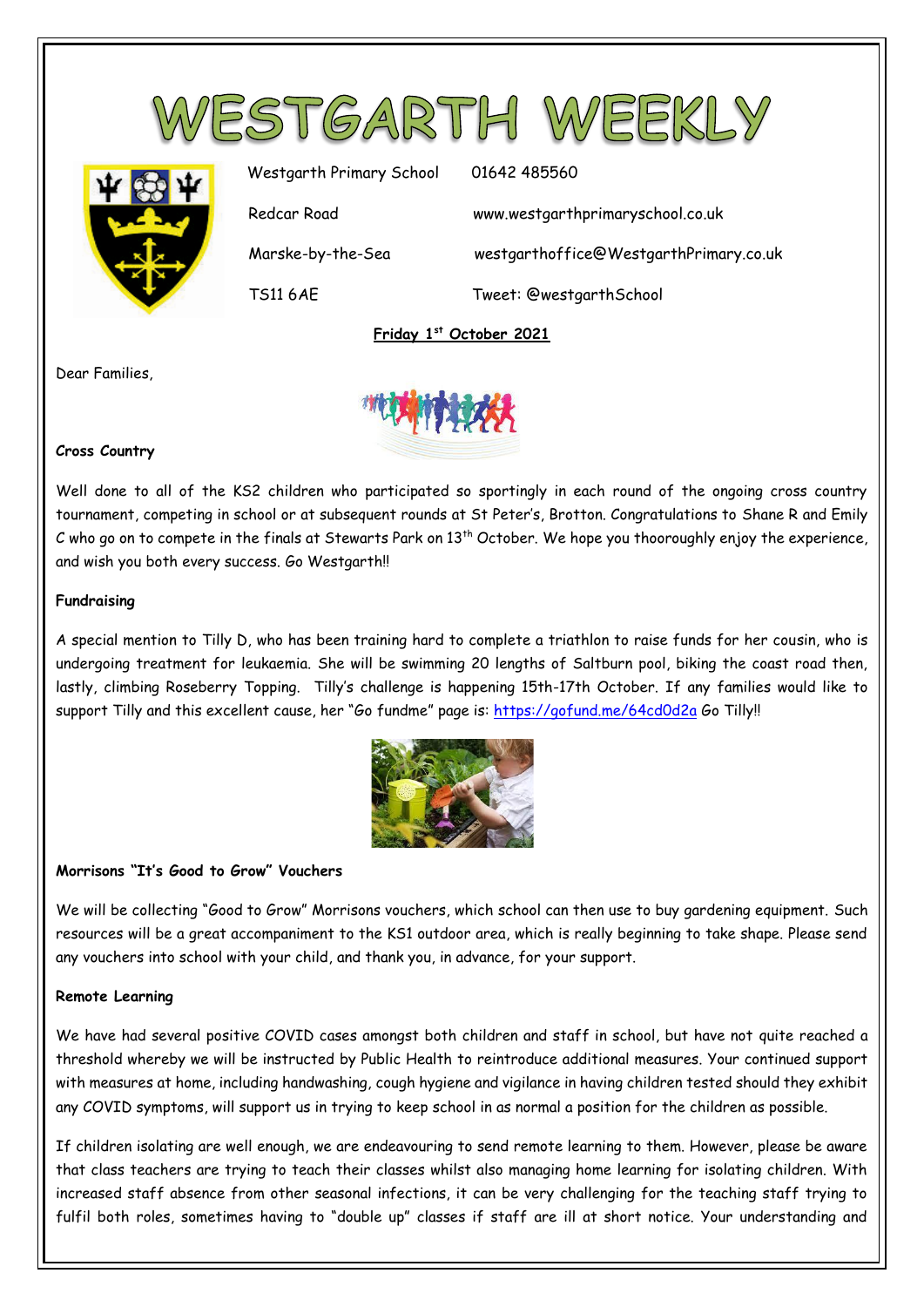# WESTGARTH WEEKLY

Westgarth Primary School | 01642 485560

Redcar Road | www.westgarthprimaryschool.co.uk

Marske-by-the-Sea | westgarthoffice@WestgarthPrimary.co.uk

TS11 6AE | Tweet: @westgarthSchool

**Friday 1st October 2021**

Dear Families,

**Cross Country**

Well done to all of the KS2 children who participated so sportingly in each round of the ongoing cross country tournament, competing in school or at subsequent rounds at St Peter's, Brotton. Congratulations to Shane R and Emily C who go on to compete in the finals at Stewarts Park on 13th October. We hope you thooroughly enjoy the experience, and wish you both every success. Go Westgarth!!

**Fundraising**

A special mention to Tilly D, who has been training hard to complete a triathlon to raise funds for her cousin, who is undergoing treatment for leukaemia. She will be swimming 20 lengths of Saltburn pool, biking the coast road then, lastly, climbing Roseberry Topping. Tilly's challenge is happening 15th-17th October. If any families would like to support Tilly and this excellent cause, her "Go fundme" page is: https://gofund.me/64cd0d2a Go Tilly!!

**Morrisons "It's Good to Grow" Vouchers**

We will be collecting "Good to Grow" Morrisons vouchers, which school can then use to buy gardening equipment. Such resources will be a great accompaniment to the KS1 outdoor area, which is really beginning to take shape. Please send any vouchers into school with your child, and thank you, in advance, for your support.

**Remote Learning**

We have had several positive COVID cases amongst both children and staff in school, but have not quite reached a threshold whereby we will be instructed by Public Health to reintroduce additional measures. Your continued support with measures at home, including handwashing, cough hygiene and vigilance in having children tested should they exhibit any COVID symptoms, will support us in trying to keep school in as normal a position for the children as possible.

If children isolating are well enough, we are endeavouring to send remote learning to them. However, please be aware that class teachers are trying to teach their classes whilst also managing home learning for isolating children. With increased staff absence from other seasonal infections, it can be very challenging for the teaching staff trying to fulfil both roles, sometimes having to "double up" classes if staff are ill at short notice. Your understanding and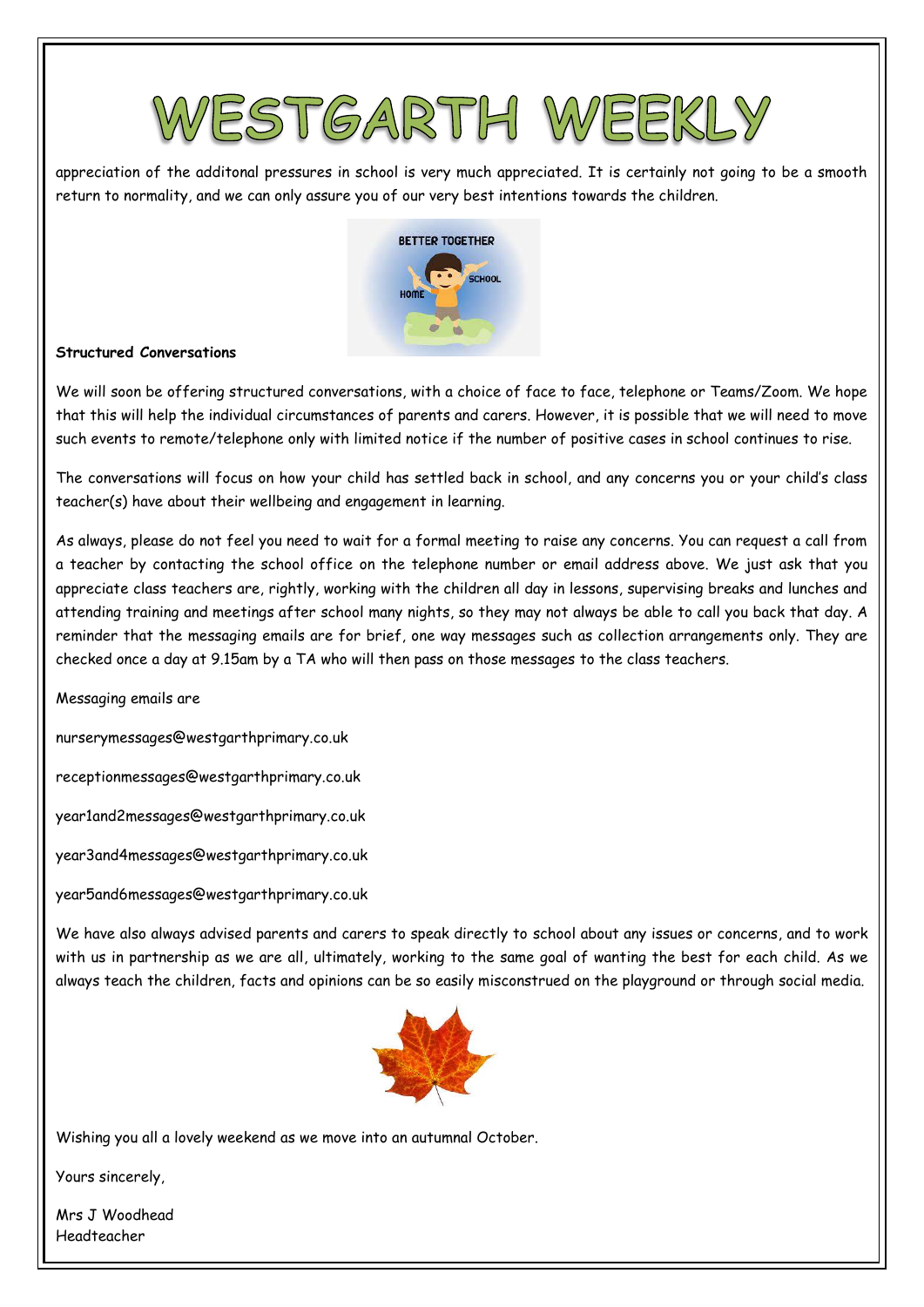# WESTGARTH WEEKLY

appreciation of the additonal pressures in school is very much appreciated. It is certainly not going to be a smooth return to normality, and we can only assure you of our very best intentions towards the children.

**Structured Conversations**

We will soon be offering structured conversations, with a choice of face to face, telephone or Teams/Zoom. We hope that this will help the individual circumstances of parents and carers. However, it is possible that we will need to move such events to remote/telephone only with limited notice if the number of positive cases in school continues to rise.

The conversations will focus on how your child has settled back in school, and any concerns you or your child's class teacher(s) have about their wellbeing and engagement in learning.

As always, please do not feel you need to wait for a formal meeting to raise any concerns. You can request a call from a teacher by contacting the school office on the telephone number or email address above. We just ask that you appreciate class teachers are, rightly, working with the children all day in lessons, supervising breaks and lunches and attending training and meetings after school many nights, so they may not always be able to call you back that day. A reminder that the messaging emails are for brief, one way messages such as collection arrangements only. They are checked once a day at 9.15am by a TA who will then pass on those messages to the class teachers.

Messaging emails are

nurserymessages@westgarthprimary.co.uk

receptionmessages@westgarthprimary.co.uk

year1and2messages@westgarthprimary.co.uk

year3and4messages@westgarthprimary.co.uk

year5and6messages@westgarthprimary.co.uk

We have also always advised parents and carers to speak directly to school about any issues or concerns, and to work with us in partnership as we are all, ultimately, working to the same goal of wanting the best for each child. As we always teach the children, facts and opinions can be so easily misconstrued on the playground or through social media.

Wishing you all a lovely weekend as we move into an autumnal October.

Yours sincerely,

Mrs J Woodhead
Headteacher